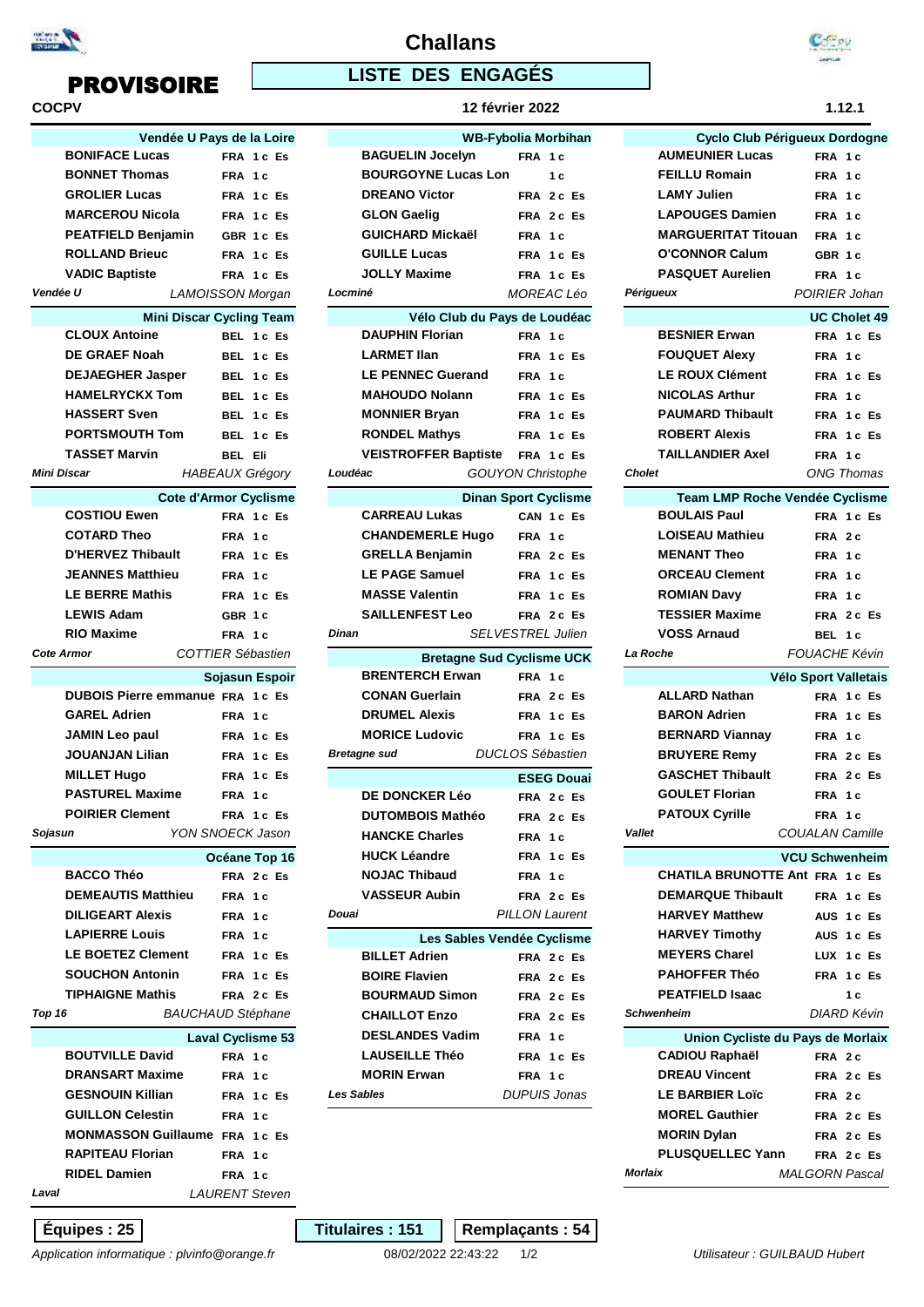# Challans

## PROVISOIRE

## LISTE DES ENGAGÉS

COCPV — 12 février 2022 — 1.12.1

### Vendée U Pays de la Loire

| Nom | Nat. | Cat. |
|---|---|---|
| BONIFACE Lucas | FRA | 1 c Es |
| BONNET Thomas | FRA | 1 c |
| GROLIER Lucas | FRA | 1 c Es |
| MARCEROU Nicola | FRA | 1 c Es |
| PEATFIELD Benjamin | GBR | 1 c Es |
| ROLLAND Brieuc | FRA | 1 c Es |
| VADIC Baptiste | FRA | 1 c Es |

*Vendée U* — *LAMOISSON Morgan*

### Mini Discar Cycling Team

| Nom | Nat. | Cat. |
|---|---|---|
| CLOUX Antoine | BEL | 1 c Es |
| DE GRAEF Noah | BEL | 1 c Es |
| DEJAEGHER Jasper | BEL | 1 c Es |
| HAMELRYCKX Tom | BEL | 1 c Es |
| HASSERT Sven | BEL | 1 c Es |
| PORTSMOUTH Tom | BEL | 1 c Es |
| TASSET Marvin | BEL | Eli |

*Mini Discar* — *HABEAUX Grégory*

### Cote d'Armor Cyclisme

| Nom | Nat. | Cat. |
|---|---|---|
| COSTIOU Ewen | FRA | 1 c Es |
| COTARD Theo | FRA | 1 c |
| D'HERVEZ Thibault | FRA | 1 c Es |
| JEANNES Matthieu | FRA | 1 c |
| LE BERRE Mathis | FRA | 1 c Es |
| LEWIS Adam | GBR | 1 c |
| RIO Maxime | FRA | 1 c |

*Cote Armor* — *COTTIER Sébastien*

### Sojasun Espoir

| Nom | Nat. | Cat. |
|---|---|---|
| DUBOIS Pierre emmanue | FRA | 1 c Es |
| GAREL Adrien | FRA | 1 c |
| JAMIN Leo paul | FRA | 1 c Es |
| JOUANJAN Lilian | FRA | 1 c Es |
| MILLET Hugo | FRA | 1 c Es |
| PASTUREL Maxime | FRA | 1 c |
| POIRIER Clement | FRA | 1 c Es |

*Sojasun* — *YON SNOECK Jason*

### Océane Top 16

| Nom | Nat. | Cat. |
|---|---|---|
| BACCO Théo | FRA | 2 c Es |
| DEMEAUTIS Matthieu | FRA | 1 c |
| DILIGEART Alexis | FRA | 1 c |
| LAPIERRE Louis | FRA | 1 c |
| LE BOETEZ Clement | FRA | 1 c Es |
| SOUCHON Antonin | FRA | 1 c Es |
| TIPHAIGNE Mathis | FRA | 2 c Es |

*Top 16* — *BAUCHAUD Stéphane*

### Laval Cyclisme 53

| Nom | Nat. | Cat. |
|---|---|---|
| BOUTVILLE David | FRA | 1 c |
| DRANSART Maxime | FRA | 1 c |
| GESNOUIN Killian | FRA | 1 c Es |
| GUILLON Celestin | FRA | 1 c |
| MONMASSON Guillaume | FRA | 1 c Es |
| RAPITEAU Florian | FRA | 1 c |
| RIDEL Damien | FRA | 1 c |

*Laval* — *LAURENT Steven*

### WB-Fybolia Morbihan

| Nom | Nat. | Cat. |
|---|---|---|
| BAGUELIN Jocelyn | FRA | 1 c |
| BOURGOYNE Lucas Lon | | 1 c |
| DREANO Victor | FRA | 2 c Es |
| GLON Gaelig | FRA | 2 c Es |
| GUICHARD Mickaël | FRA | 1 c |
| GUILLE Lucas | FRA | 1 c Es |
| JOLLY Maxime | FRA | 1 c Es |

*Locminé* — *MOREAC Léo*

### Vélo Club du Pays de Loudéac

| Nom | Nat. | Cat. |
|---|---|---|
| DAUPHIN Florian | FRA | 1 c |
| LARMET Ilan | FRA | 1 c Es |
| LE PENNEC Guerand | FRA | 1 c |
| MAHOUDO Nolann | FRA | 1 c Es |
| MONNIER Bryan | FRA | 1 c Es |
| RONDEL Mathys | FRA | 1 c Es |
| VEISTROFFER Baptiste | FRA | 1 c Es |

*Loudéac* — *GOUYON Christophe*

### Dinan Sport Cyclisme

| Nom | Nat. | Cat. |
|---|---|---|
| CARREAU Lukas | CAN | 1 c Es |
| CHANDEMERLE Hugo | FRA | 1 c |
| GRELLA Benjamin | FRA | 2 c Es |
| LE PAGE Samuel | FRA | 1 c Es |
| MASSE Valentin | FRA | 1 c Es |
| SAILLENFEST Leo | FRA | 2 c Es |

*Dinan* — *SELVESTREL Julien*

### Bretagne Sud Cyclisme UCK

| Nom | Nat. | Cat. |
|---|---|---|
| BRENTERCH Erwan | FRA | 1 c |
| CONAN Guerlain | FRA | 2 c Es |
| DRUMEL Alexis | FRA | 1 c Es |
| MORICE Ludovic | FRA | 1 c Es |

*Bretagne sud* — *DUCLOS Sébastien*

### ESEG Douai

| Nom | Nat. | Cat. |
|---|---|---|
| DE DONCKER Léo | FRA | 2 c Es |
| DUTOMBOIS Mathéo | FRA | 2 c Es |
| HANCKE Charles | FRA | 1 c |
| HUCK Léandre | FRA | 1 c Es |
| NOJAC Thibaud | FRA | 1 c |
| VASSEUR Aubin | FRA | 2 c Es |

*Douai* — *PILLON Laurent*

### Les Sables Vendée Cyclisme

| Nom | Nat. | Cat. |
|---|---|---|
| BILLET Adrien | FRA | 2 c Es |
| BOIRE Flavien | FRA | 2 c Es |
| BOURMAUD Simon | FRA | 2 c Es |
| CHAILLOT Enzo | FRA | 2 c Es |
| DESLANDES Vadim | FRA | 1 c |
| LAUSEILLE Théo | FRA | 1 c Es |
| MORIN Erwan | FRA | 1 c |

*Les Sables* — *DUPUIS Jonas*

### Cyclo Club Périgueux Dordogne

| Nom | Nat. | Cat. |
|---|---|---|
| AUMEUNIER Lucas | FRA | 1 c |
| FEILLU Romain | FRA | 1 c |
| LAMY Julien | FRA | 1 c |
| LAPOUGES Damien | FRA | 1 c |
| MARGUERITAT Titouan | FRA | 1 c |
| O'CONNOR Calum | GBR | 1 c |
| PASQUET Aurelien | FRA | 1 c |

*Périgueux* — *POIRIER Johan*

### UC Cholet 49

| Nom | Nat. | Cat. |
|---|---|---|
| BESNIER Erwan | FRA | 1 c Es |
| FOUQUET Alexy | FRA | 1 c |
| LE ROUX Clément | FRA | 1 c Es |
| NICOLAS Arthur | FRA | 1 c |
| PAUMARD Thibault | FRA | 1 c Es |
| ROBERT Alexis | FRA | 1 c Es |
| TAILLANDIER Axel | FRA | 1 c |

*Cholet* — *ONG Thomas*

### Team LMP Roche Vendée Cyclisme

| Nom | Nat. | Cat. |
|---|---|---|
| BOULAIS Paul | FRA | 1 c Es |
| LOISEAU Mathieu | FRA | 2 c |
| MENANT Theo | FRA | 1 c |
| ORCEAU Clement | FRA | 1 c |
| ROMIAN Davy | FRA | 1 c |
| TESSIER Maxime | FRA | 2 c Es |
| VOSS Arnaud | BEL | 1 c |

*La Roche* — *FOUACHE Kévin*

### Vélo Sport Valletais

| Nom | Nat. | Cat. |
|---|---|---|
| ALLARD Nathan | FRA | 1 c Es |
| BARON Adrien | FRA | 1 c Es |
| BERNARD Viannay | FRA | 1 c |
| BRUYERE Remy | FRA | 2 c Es |
| GASCHET Thibault | FRA | 2 c Es |
| GOULET Florian | FRA | 1 c |
| PATOUX Cyrille | FRA | 1 c |

*Vallet* — *COUALAN Camille*

### VCU Schwenheim

| Nom | Nat. | Cat. |
|---|---|---|
| CHATILA BRUNOTTE Ant | FRA | 1 c Es |
| DEMARQUE Thibault | FRA | 1 c Es |
| HARVEY Matthew | AUS | 1 c Es |
| HARVEY Timothy | AUS | 1 c Es |
| MEYERS Charel | LUX | 1 c Es |
| PAHOFFER Théo | FRA | 1 c Es |
| PEATFIELD Isaac | | 1 c |

*Schwenheim* — *DIARD Kévin*

### Union Cycliste du Pays de Morlaix

| Nom | Nat. | Cat. |
|---|---|---|
| CADIOU Raphaël | FRA | 2 c |
| DREAU Vincent | FRA | 2 c Es |
| LE BARBIER Loïc | FRA | 2 c |
| MOREL Gauthier | FRA | 2 c Es |
| MORIN Dylan | FRA | 2 c Es |
| PLUSQUELLEC Yann | FRA | 2 c Es |

*Morlaix* — *MALGORN Pascal*

**Équipes : 25** — **Titulaires : 151** — **Remplaçants : 54**

*Application informatique : plvinfo@orange.fr* — 08/02/2022 22:43:22 — *Utilisateur : GUILBAUD Hubert*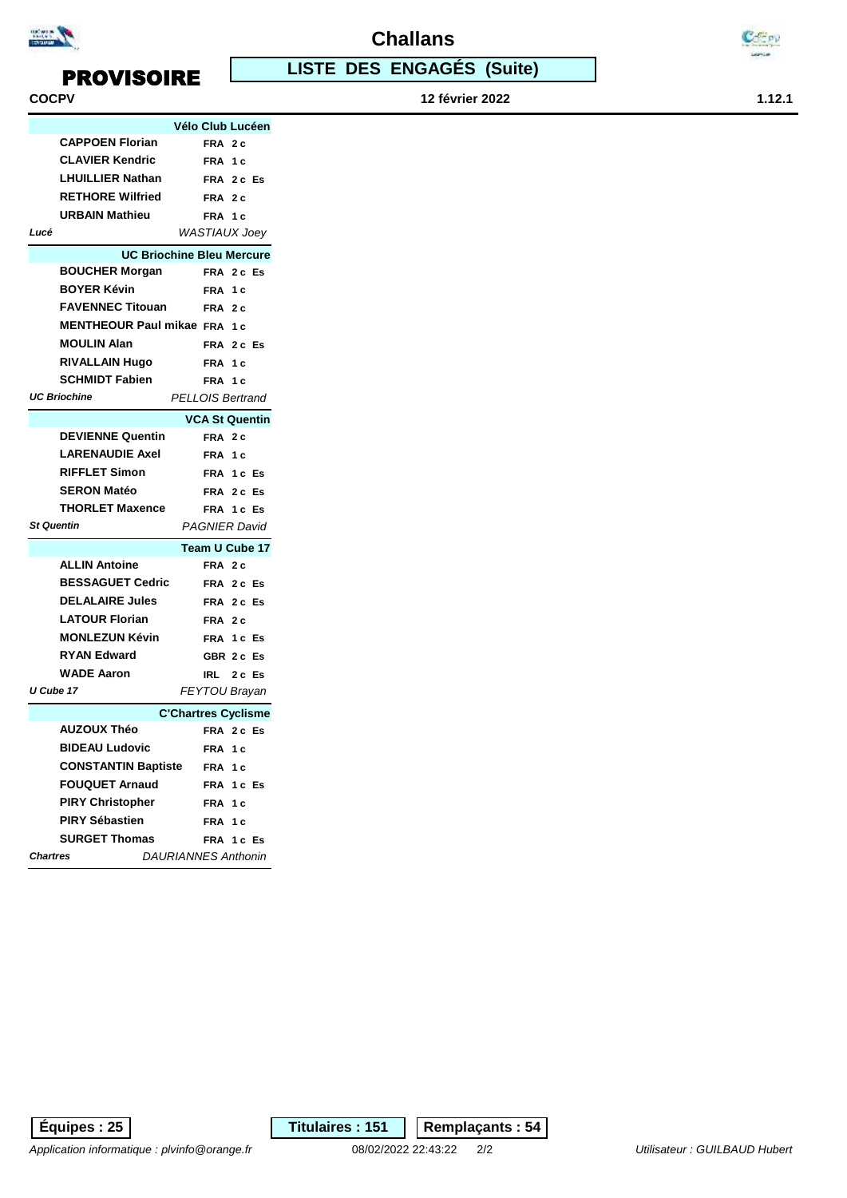# Challans

**PROVISOIRE**

## LISTE DES ENGAGÉS (Suite)

**COCPV** — **12 février 2022** — **1.12.1**

| | | |
|---|---|---|
| | **Vélo Club Lucéen** | |
| **CAPPOEN Florian** | FRA | 2 c |
| **CLAVIER Kendric** | FRA | 1 c |
| **LHUILLIER Nathan** | FRA | 2 c Es |
| **RETHORE Wilfried** | FRA | 2 c |
| **URBAIN Mathieu** | FRA | 1 c |
| *Lucé* | *WASTIAUX Joey* | |
| | **UC Briochine Bleu Mercure** | |
| **BOUCHER Morgan** | FRA | 2 c Es |
| **BOYER Kévin** | FRA | 1 c |
| **FAVENNEC Titouan** | FRA | 2 c |
| **MENTHEOUR Paul mikae** | FRA | 1 c |
| **MOULIN Alan** | FRA | 2 c Es |
| **RIVALLAIN Hugo** | FRA | 1 c |
| **SCHMIDT Fabien** | FRA | 1 c |
| *UC Briochine* | *PELLOIS Bertrand* | |
| | **VCA St Quentin** | |
| **DEVIENNE Quentin** | FRA | 2 c |
| **LARENAUDIE Axel** | FRA | 1 c |
| **RIFFLET Simon** | FRA | 1 c Es |
| **SERON Matéo** | FRA | 2 c Es |
| **THORLET Maxence** | FRA | 1 c Es |
| *St Quentin* | *PAGNIER David* | |
| | **Team U Cube 17** | |
| **ALLIN Antoine** | FRA | 2 c |
| **BESSAGUET Cedric** | FRA | 2 c Es |
| **DELALAIRE Jules** | FRA | 2 c Es |
| **LATOUR Florian** | FRA | 2 c |
| **MONLEZUN Kévin** | FRA | 1 c Es |
| **RYAN Edward** | GBR | 2 c Es |
| **WADE Aaron** | IRL | 2 c Es |
| *U Cube 17* | *FEYTOU Brayan* | |
| | **C'Chartres Cyclisme** | |
| **AUZOUX Théo** | FRA | 2 c Es |
| **BIDEAU Ludovic** | FRA | 1 c |
| **CONSTANTIN Baptiste** | FRA | 1 c |
| **FOUQUET Arnaud** | FRA | 1 c Es |
| **PIRY Christopher** | FRA | 1 c |
| **PIRY Sébastien** | FRA | 1 c |
| **SURGET Thomas** | FRA | 1 c Es |
| *Chartres* | *DAURIANNES Anthonin* | |

**Équipes : 25** **Titulaires : 151** **Remplaçants : 54**

*Application informatique : plvinfo@orange.fr* 08/02/2022 22:43:22 *Utilisateur : GUILBAUD Hubert*